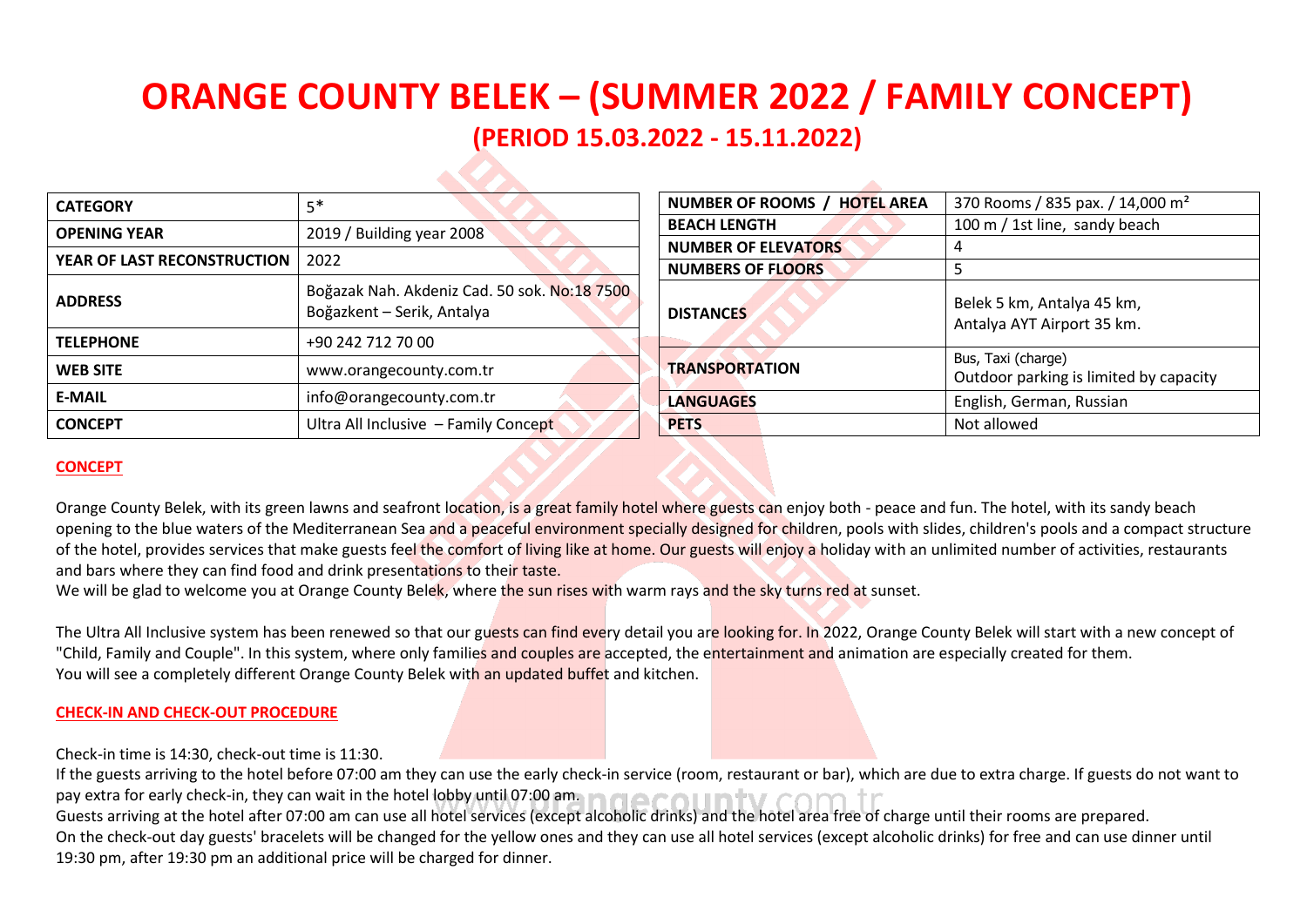# ORANGE COUNTY BELEK – (SUMMER 2022 / FAMILY CONCEPT)

## (PERIOD 15.03.2022 - 15.11.2022)

| CATEGORY | 5* |
|---|---|
| OPENING YEAR | 2019 / Building year 2008 |
| YEAR OF LAST RECONSTRUCTION | 2022 |
| ADDRESS | Boğazak Nah. Akdeniz Cad. 50 sok. No:18 7500 Boğazkent – Serik, Antalya |
| TELEPHONE | +90 242 712 70 00 |
| WEB SITE | www.orangecounty.com.tr |
| E-MAIL | info@orangecounty.com.tr |
| CONCEPT | Ultra All Inclusive – Family Concept |

| NUMBER OF ROOMS / HOTEL AREA | 370 Rooms / 835 pax. / 14,000 m² |
|---|---|
| BEACH LENGTH | 100 m / 1st line, sandy beach |
| NUMBER OF ELEVATORS | 4 |
| NUMBERS OF FLOORS | 5 |
| DISTANCES | Belek 5 km, Antalya 45 km, Antalya AYT Airport 35 km. |
| TRANSPORTATION | Bus, Taxi (charge) Outdoor parking is limited by capacity |
| LANGUAGES | English, German, Russian |
| PETS | Not allowed |

**CONCEPT**

Orange County Belek, with its green lawns and seafront location, is a great family hotel where guests can enjoy both - peace and fun. The hotel, with its sandy beach opening to the blue waters of the Mediterranean Sea and a peaceful environment specially designed for children, pools with slides, children's pools and a compact structure of the hotel, provides services that make guests feel the comfort of living like at home. Our guests will enjoy a holiday with an unlimited number of activities, restaurants and bars where they can find food and drink presentations to their taste.
We will be glad to welcome you at Orange County Belek, where the sun rises with warm rays and the sky turns red at sunset.

The Ultra All Inclusive system has been renewed so that our guests can find every detail you are looking for. In 2022, Orange County Belek will start with a new concept of "Child, Family and Couple". In this system, where only families and couples are accepted, the entertainment and animation are especially created for them.
You will see a completely different Orange County Belek with an updated buffet and kitchen.

**CHECK-IN AND CHECK-OUT PROCEDURE**

Check-in time is 14:30, check-out time is 11:30.
If the guests arriving to the hotel before 07:00 am they can use the early check-in service (room, restaurant or bar), which are due to extra charge. If guests do not want to pay extra for early check-in, they can wait in the hotel lobby until 07:00 am.
Guests arriving at the hotel after 07:00 am can use all hotel services (except alcoholic drinks) and the hotel area free of charge until their rooms are prepared.
On the check-out day guests' bracelets will be changed for the yellow ones and they can use all hotel services (except alcoholic drinks) for free and can use dinner until 19:30 pm, after 19:30 pm an additional price will be charged for dinner.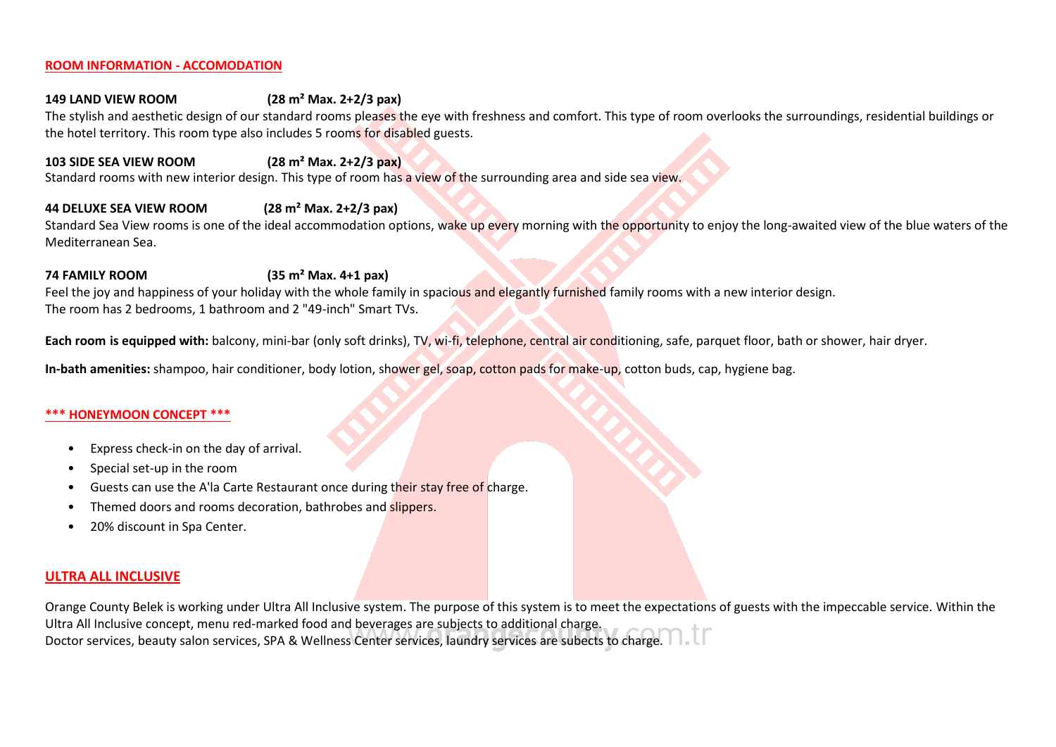## ROOM INFORMATION - ACCOMODATION

**149 LAND VIEW ROOM (28 m² Max. 2+2/3 pax)**
The stylish and aesthetic design of our standard rooms pleases the eye with freshness and comfort. This type of room overlooks the surroundings, residential buildings or the hotel territory. This room type also includes 5 rooms for disabled guests.

**103 SIDE SEA VIEW ROOM (28 m² Max. 2+2/3 pax)**
Standard rooms with new interior design. This type of room has a view of the surrounding area and side sea view.

**44 DELUXE SEA VIEW ROOM (28 m² Max. 2+2/3 pax)**
Standard Sea View rooms is one of the ideal accommodation options, wake up every morning with the opportunity to enjoy the long-awaited view of the blue waters of the Mediterranean Sea.

**74 FAMILY ROOM (35 m² Max. 4+1 pax)**
Feel the joy and happiness of your holiday with the whole family in spacious and elegantly furnished family rooms with a new interior design.
The room has 2 bedrooms, 1 bathroom and 2 "49-inch" Smart TVs.

**Each room is equipped with:** balcony, mini-bar (only soft drinks), TV, wi-fi, telephone, central air conditioning, safe, parquet floor, bath or shower, hair dryer.

**In-bath amenities:** shampoo, hair conditioner, body lotion, shower gel, soap, cotton pads for make-up, cotton buds, cap, hygiene bag.

## *** HONEYMOON CONCEPT ***

- Express check-in on the day of arrival.
- Special set-up in the room
- Guests can use the A'la Carte Restaurant once during their stay free of charge.
- Themed doors and rooms decoration, bathrobes and slippers.
- 20% discount in Spa Center.

## ULTRA ALL INCLUSIVE

Orange County Belek is working under Ultra All Inclusive system. The purpose of this system is to meet the expectations of guests with the impeccable service. Within the Ultra All Inclusive concept, menu red-marked food and beverages are subjects to additional charge.
Doctor services, beauty salon services, SPA & Wellness Center services, laundry services are subects to charge.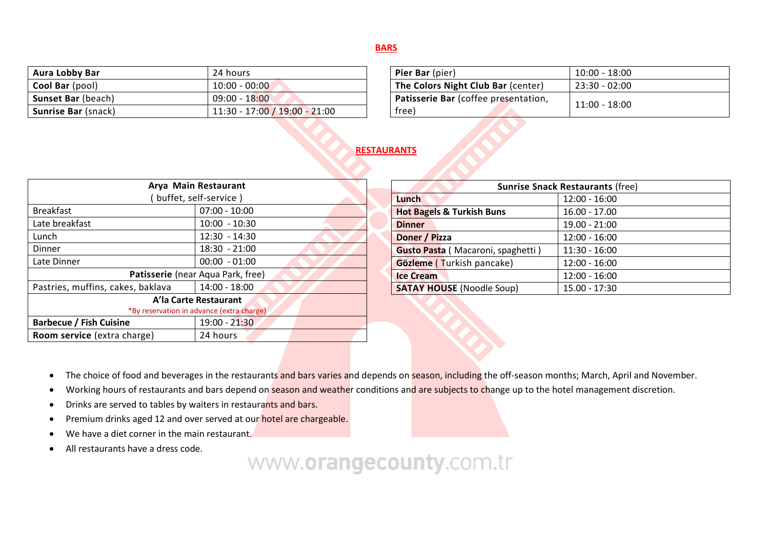## BARS

| | |
|---|---|
| **Aura Lobby Bar** | 24 hours |
| **Cool Bar** (pool) | 10:00 - 00:00 |
| **Sunset Bar** (beach) | 09:00 - 18:00 |
| **Sunrise Bar** (snack) | 11:30 - 17:00 / 19:00 - 21:00 |

| | |
|---|---|
| **Pier Bar** (pier) | 10:00 - 18:00 |
| **The Colors Night Club Bar** (center) | 23:30 - 02:00 |
| **Patisserie Bar** (coffee presentation, free) | 11:00 - 18:00 |

## RESTAURANTS

| **Arya Main Restaurant** ( buffet, self-service ) | |
|---|---|
| Breakfast | 07:00 - 10:00 |
| Late breakfast | 10:00 - 10:30 |
| Lunch | 12:30 - 14:30 |
| Dinner | 18:30 - 21:00 |
| Late Dinner | 00:00 - 01:00 |
| **Patisserie** (near Aqua Park, free) | |
| Pastries, muffins, cakes, baklava | 14:00 - 18:00 |
| **A'la Carte Restaurant** *By reservation in advance (extra charge) | |
| **Barbecue / Fish Cuisine** | 19:00 - 21:30 |
| **Room service** (extra charge) | 24 hours |

| **Sunrise Snack Restaurants** (free) | |
|---|---|
| **Lunch** | 12:00 - 16:00 |
| **Hot Bagels & Turkish Buns** | 16.00 - 17.00 |
| **Dinner** | 19.00 - 21:00 |
| **Doner / Pizza** | 12:00 - 16:00 |
| **Gusto Pasta** ( Macaroni, spaghetti ) | 11:30 - 16:00 |
| **Gözleme** ( Turkish pancake) | 12:00 - 16:00 |
| **Ice Cream** | 12:00 - 16:00 |
| **SATAY HOUSE** (Noodle Soup) | 15.00 - 17:30 |

- The choice of food and beverages in the restaurants and bars varies and depends on season, including the off-season months; March, April and November.
- Working hours of restaurants and bars depend on season and weather conditions and are subjects to change up to the hotel management discretion.
- Drinks are served to tables by waiters in restaurants and bars.
- Premium drinks aged 12 and over served at our hotel are chargeable.
- We have a diet corner in the main restaurant.
- All restaurants have a dress code.

www.orangecounty.com.tr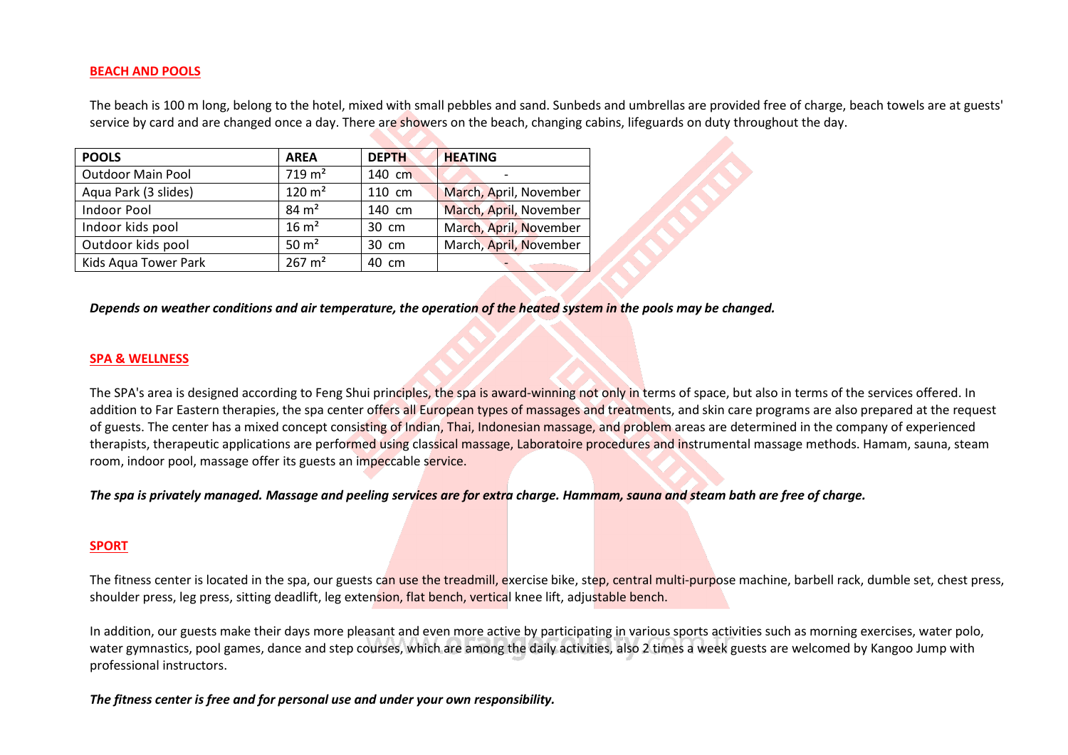## BEACH AND POOLS

The beach is 100 m long, belong to the hotel, mixed with small pebbles and sand. Sunbeds and umbrellas are provided free of charge, beach towels are at guests' service by card and are changed once a day. There are showers on the beach, changing cabins, lifeguards on duty throughout the day.

| POOLS | AREA | DEPTH | HEATING |
|---|---|---|---|
| Outdoor Main Pool | 719 m² | 140 cm | - |
| Aqua Park (3 slides) | 120 m² | 110 cm | March, April, November |
| Indoor Pool | 84 m² | 140 cm | March, April, November |
| Indoor kids pool | 16 m² | 30 cm | March, April, November |
| Outdoor kids pool | 50 m² | 30 cm | March, April, November |
| Kids Aqua Tower Park | 267 m² | 40 cm | - |

***Depends on weather conditions and air temperature, the operation of the heated system in the pools may be changed.***

## SPA & WELLNESS

The SPA's area is designed according to Feng Shui principles, the spa is award-winning not only in terms of space, but also in terms of the services offered. In addition to Far Eastern therapies, the spa center offers all European types of massages and treatments, and skin care programs are also prepared at the request of guests. The center has a mixed concept consisting of Indian, Thai, Indonesian massage, and problem areas are determined in the company of experienced therapists, therapeutic applications are performed using classical massage, Laboratoire procedures and instrumental massage methods. Hamam, sauna, steam room, indoor pool, massage offer its guests an impeccable service.

***The spa is privately managed. Massage and peeling services are for extra charge. Hammam, sauna and steam bath are free of charge.***

## SPORT

The fitness center is located in the spa, our guests can use the treadmill, exercise bike, step, central multi-purpose machine, barbell rack, dumble set, chest press, shoulder press, leg press, sitting deadlift, leg extension, flat bench, vertical knee lift, adjustable bench.

In addition, our guests make their days more pleasant and even more active by participating in various sports activities such as morning exercises, water polo, water gymnastics, pool games, dance and step courses, which are among the daily activities, also 2 times a week guests are welcomed by Kangoo Jump with professional instructors.

***The fitness center is free and for personal use and under your own responsibility.***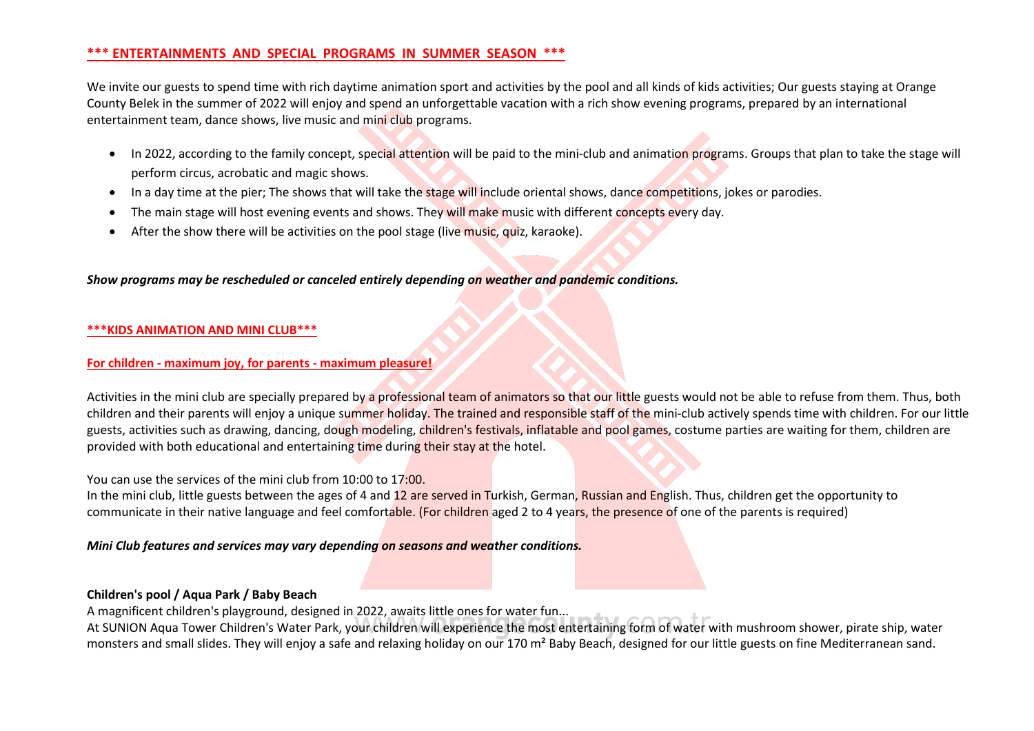## *** ENTERTAINMENTS AND SPECIAL PROGRAMS IN SUMMER SEASON ***

We invite our guests to spend time with rich daytime animation sport and activities by the pool and all kinds of kids activities; Our guests staying at Orange County Belek in the summer of 2022 will enjoy and spend an unforgettable vacation with a rich show evening programs, prepared by an international entertainment team, dance shows, live music and mini club programs.

- In 2022, according to the family concept, special attention will be paid to the mini-club and animation programs. Groups that plan to take the stage will perform circus, acrobatic and magic shows.
- In a day time at the pier; The shows that will take the stage will include oriental shows, dance competitions, jokes or parodies.
- The main stage will host evening events and shows. They will make music with different concepts every day.
- After the show there will be activities on the pool stage (live music, quiz, karaoke).

***Show programs may be rescheduled or canceled entirely depending on weather and pandemic conditions.***

## ***KIDS ANIMATION AND MINI CLUB***

### For children - maximum joy, for parents - maximum pleasure!

Activities in the mini club are specially prepared by a professional team of animators so that our little guests would not be able to refuse from them. Thus, both children and their parents will enjoy a unique summer holiday. The trained and responsible staff of the mini-club actively spends time with children. For our little guests, activities such as drawing, dancing, dough modeling, children's festivals, inflatable and pool games, costume parties are waiting for them, children are provided with both educational and entertaining time during their stay at the hotel.

You can use the services of the mini club from 10:00 to 17:00.
In the mini club, little guests between the ages of 4 and 12 are served in Turkish, German, Russian and English. Thus, children get the opportunity to communicate in their native language and feel comfortable. (For children aged 2 to 4 years, the presence of one of the parents is required)

***Mini Club features and services may vary depending on seasons and weather conditions.***

### Children's pool / Aqua Park / Baby Beach

A magnificent children's playground, designed in 2022, awaits little ones for water fun...
At SUNION Aqua Tower Children's Water Park, your children will experience the most entertaining form of water with mushroom shower, pirate ship, water monsters and small slides. They will enjoy a safe and relaxing holiday on our 170 m² Baby Beach, designed for our little guests on fine Mediterranean sand.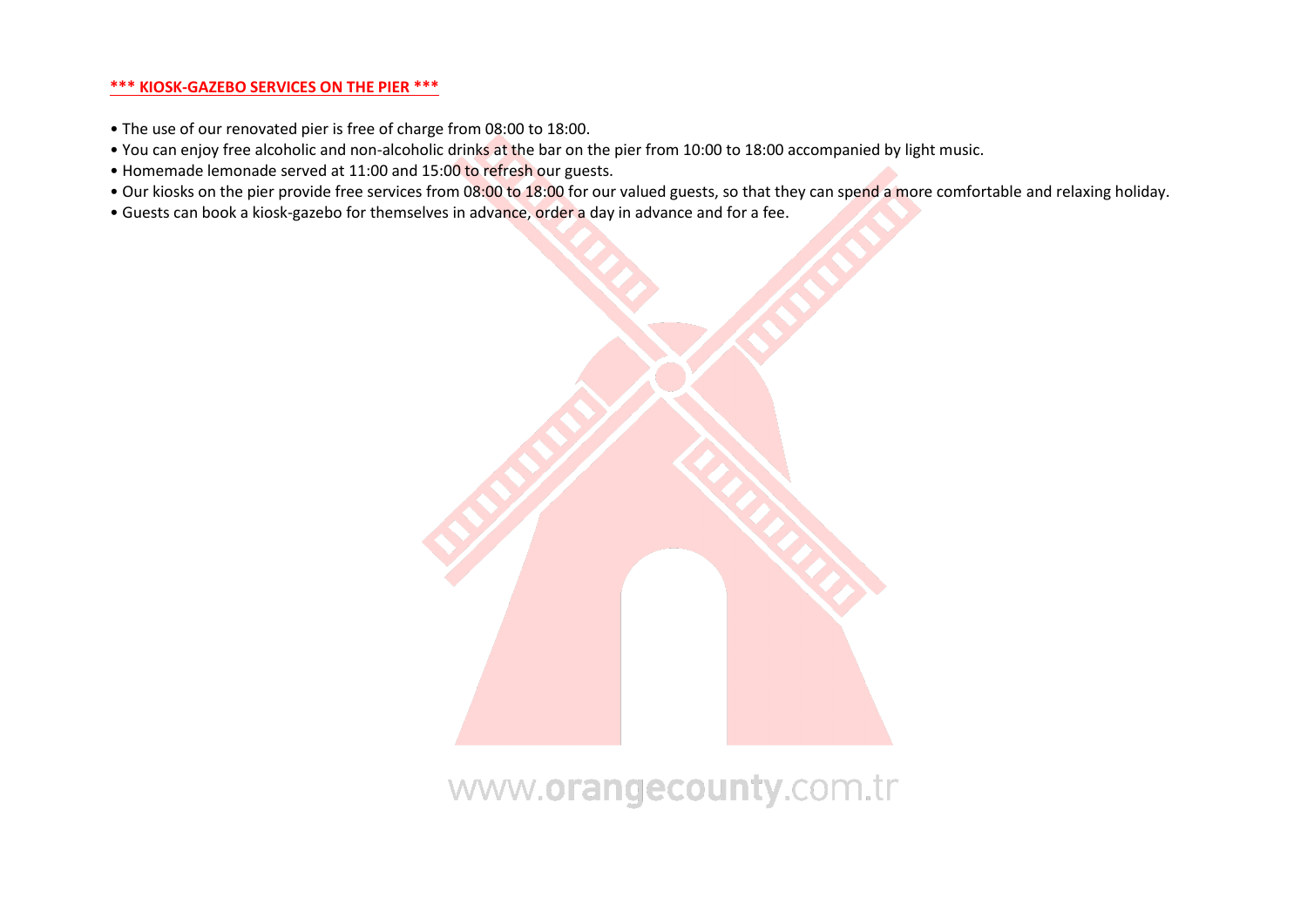**\*\*\* KIOSK-GAZEBO SERVICES ON THE PIER \*\*\***

- The use of our renovated pier is free of charge from 08:00 to 18:00.
- You can enjoy free alcoholic and non-alcoholic drinks at the bar on the pier from 10:00 to 18:00 accompanied by light music.
- Homemade lemonade served at 11:00 and 15:00 to refresh our guests.
- Our kiosks on the pier provide free services from 08:00 to 18:00 for our valued guests, so that they can spend a more comfortable and relaxing holiday.
- Guests can book a kiosk-gazebo for themselves in advance, order a day in advance and for a fee.

www.orangecounty.com.tr